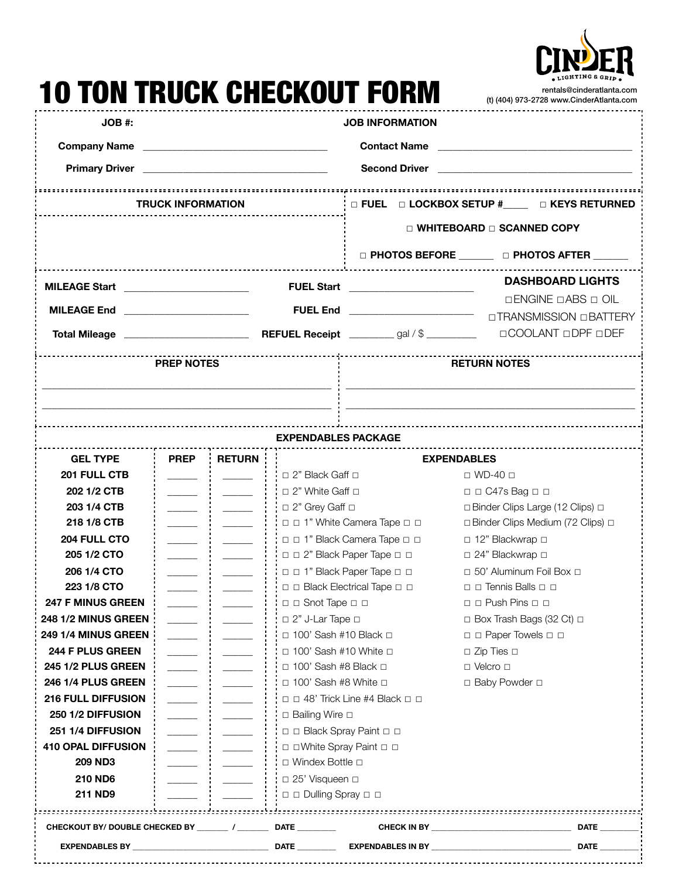CINDER
LIGHTING & GRIP

rentals@cinderatlanta.com
(t) (404) 973-2728 www.CinderAtlanta.com

# 10 TON TRUCK CHECKOUT FORM

**JOB #:**

**JOB INFORMATION**

**Company Name** ______________________________ **Contact Name** ______________________________

**Primary Driver** ______________________________ **Second Driver** ______________________________

**TRUCK INFORMATION**

□ **FUEL** □ **LOCKBOX SETUP #**_____ □ **KEYS RETURNED**

□ **WHITEBOARD** □ **SCANNED COPY**

□ **PHOTOS BEFORE** _______ □ **PHOTOS AFTER** ______

**MILEAGE Start** ____________________ **FUEL Start** ____________________

**MILEAGE End** ____________________ **FUEL End** ____________________

**Total Mileage** ____________________ **REFUEL Receipt** ________ gal / $ _________

**DASHBOARD LIGHTS**

□ENGINE □ABS □ OIL
□TRANSMISSION □BATTERY
□COOLANT □DPF □DEF

**PREP NOTES**

__________________________________________________

__________________________________________________

**RETURN NOTES**

__________________________________________________

__________________________________________________

## EXPENDABLES PACKAGE

| GEL TYPE | PREP | RETURN |
|---|---|---|
| 201 FULL CTB | _____ | _____ |
| 202 1/2 CTB | _____ | _____ |
| 203 1/4 CTB | _____ | _____ |
| 218 1/8 CTB | _____ | _____ |
| 204 FULL CTO | _____ | _____ |
| 205 1/2 CTO | _____ | _____ |
| 206 1/4 CTO | _____ | _____ |
| 223 1/8 CTO | _____ | _____ |
| 247 F MINUS GREEN | _____ | _____ |
| 248 1/2 MINUS GREEN | _____ | _____ |
| 249 1/4 MINUS GREEN | _____ | _____ |
| 244 F PLUS GREEN | _____ | _____ |
| 245 1/2 PLUS GREEN | _____ | _____ |
| 246 1/4 PLUS GREEN | _____ | _____ |
| 216 FULL DIFFUSION | _____ | _____ |
| 250 1/2 DIFFUSION | _____ | _____ |
| 251 1/4 DIFFUSION | _____ | _____ |
| 410 OPAL DIFFUSION | _____ | _____ |
| 209 ND3 | _____ | _____ |
| 210 ND6 | _____ | _____ |
| 211 ND9 | _____ | _____ |

**EXPENDABLES**

| | |
|---|---|
| □ 2" Black Gaff □ | □ WD-40 □ |
| □ 2" White Gaff □ | □ □ C47s Bag □ □ |
| □ 2" Grey Gaff □ | □ Binder Clips Large (12 Clips) □ |
| □ □ 1" White Camera Tape □ □ | □ Binder Clips Medium (72 Clips) □ |
| □ □ 1" Black Camera Tape □ □ | □ 12" Blackwrap □ |
| □ □ 2" Black Paper Tape □ □ | □ 24" Blackwrap □ |
| □ □ 1" Black Paper Tape □ □ | □ 50' Aluminum Foil Box □ |
| □ □ Black Electrical Tape □ □ | □ □ Tennis Balls □ □ |
| □ □ Snot Tape □ □ | □ □ Push Pins □ □ |
| □ 2" J-Lar Tape □ | □ Box Trash Bags (32 Ct) □ |
| □ 100' Sash #10 Black □ | □ □ Paper Towels □ □ |
| □ 100' Sash #10 White □ | □ Zip Ties □ |
| □ 100' Sash #8 Black □ | □ Velcro □ |
| □ 100' Sash #8 White □ | □ Baby Powder □ |
| □ □ 48' Trick Line #4 Black □ □ | |
| □ Bailing Wire □ | |
| □ □ Black Spray Paint □ □ | |
| □ □White Spray Paint □ □ | |
| □ Windex Bottle □ | |
| □ 25' Visqueen □ | |
| □ □ Dulling Spray □ □ | |

**CHECKOUT BY/ DOUBLE CHECKED BY** _______ / _______ **DATE** ________ **CHECK IN BY** ______________________________ **DATE** ________

**EXPENDABLES BY** ______________________________ **DATE** ________ **EXPENDABLES IN BY** ______________________________ **DATE** ________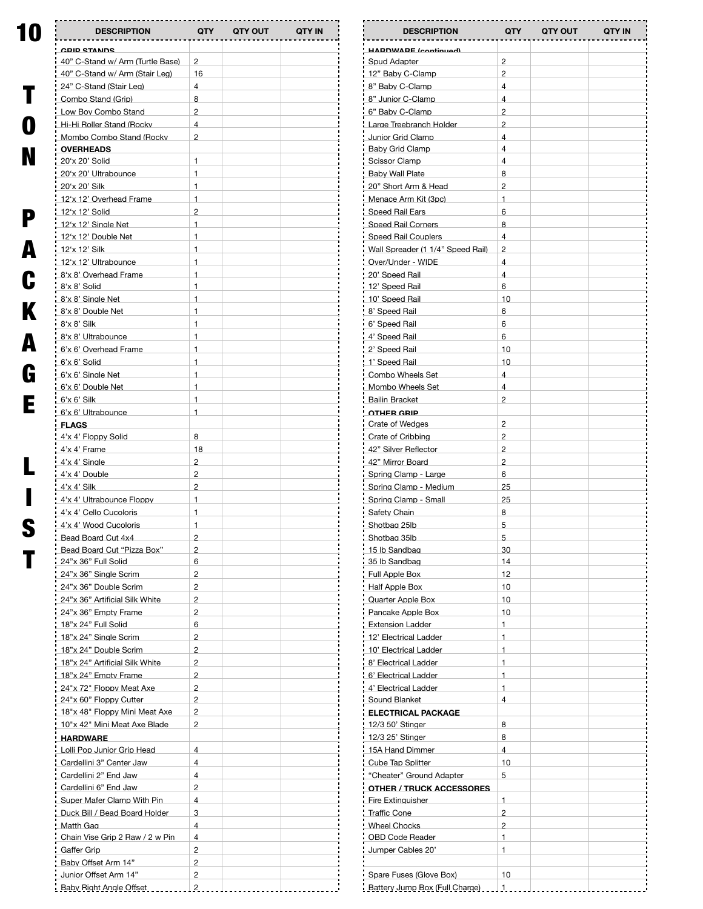# 10 TON PACKAGE LIST

| DESCRIPTION | QTY | QTY OUT | QTY IN |
|---|---|---|---|
| **GRIP STANDS** | | | |
| 40" C-Stand w/ Arm (Turtle Base) | 2 | | |
| 40" C-Stand w/ Arm (Stair Leg) | 16 | | |
| 24" C-Stand (Stair Leg) | 4 | | |
| Combo Stand (Grip) | 8 | | |
| Low Boy Combo Stand | 2 | | |
| Hi-Hi Roller Stand (Rocky | 4 | | |
| Mombo Combo Stand (Rocky | 2 | | |
| **OVERHEADS** | | | |
| 20'x 20' Solid | 1 | | |
| 20'x 20' Ultrabounce | 1 | | |
| 20'x 20' Silk | 1 | | |
| 12'x 12' Overhead Frame | 1 | | |
| 12'x 12' Solid | 2 | | |
| 12'x 12' Single Net | 1 | | |
| 12'x 12' Double Net | 1 | | |
| 12'x 12' Silk | 1 | | |
| 12'x 12' Ultrabounce | 1 | | |
| 8'x 8' Overhead Frame | 1 | | |
| 8'x 8' Solid | 1 | | |
| 8'x 8' Single Net | 1 | | |
| 8'x 8' Double Net | 1 | | |
| 8'x 8' Silk | 1 | | |
| 8'x 8' Ultrabounce | 1 | | |
| 6'x 6' Overhead Frame | 1 | | |
| 6'x 6' Solid | 1 | | |
| 6'x 6' Single Net | 1 | | |
| 6'x 6' Double Net | 1 | | |
| 6'x 6' Silk | 1 | | |
| 6'x 6' Ultrabounce | 1 | | |
| **FLAGS** | | | |
| 4'x 4' Floppy Solid | 8 | | |
| 4'x 4' Frame | 18 | | |
| 4'x 4' Single | 2 | | |
| 4'x 4' Double | 2 | | |
| 4'x 4' Silk | 2 | | |
| 4'x 4' Ultrabounce Floppy | 1 | | |
| 4'x 4' Cello Cucoloris | 1 | | |
| 4'x 4' Wood Cucoloris | 1 | | |
| Bead Board Cut 4x4 | 2 | | |
| Bead Board Cut "Pizza Box" | 2 | | |
| 24"x 36" Full Solid | 6 | | |
| 24"x 36" Single Scrim | 2 | | |
| 24"x 36" Double Scrim | 2 | | |
| 24"x 36" Artificial Silk White | 2 | | |
| 24"x 36" Empty Frame | 2 | | |
| 18"x 24" Full Solid | 6 | | |
| 18"x 24" Single Scrim | 2 | | |
| 18"x 24" Double Scrim | 2 | | |
| 18"x 24" Artificial Silk White | 2 | | |
| 18"x 24" Empty Frame | 2 | | |
| 24"x 72" Floppy Meat Axe | 2 | | |
| 24"x 60" Floppy Cutter | 2 | | |
| 18"x 48" Floppy Mini Meat Axe | 2 | | |
| 10"x 42" Mini Meat Axe Blade | 2 | | |
| **HARDWARE** | | | |
| Lolli Pop Junior Grip Head | 4 | | |
| Cardellini 3" Center Jaw | 4 | | |
| Cardellini 2" End Jaw | 4 | | |
| Cardellini 6" End Jaw | 2 | | |
| Super Mafer Clamp With Pin | 4 | | |
| Duck Bill / Bead Board Holder | 3 | | |
| Matth Gag | 4 | | |
| Chain Vise Grip 2 Raw / 2 w Pin | 4 | | |
| Gaffer Grip | 2 | | |
| Baby Offset Arm 14" | 2 | | |
| Junior Offset Arm 14" | 2 | | |
| Baby Right Angle Offset | 2 | | |
| **HARDWARE (continued)** | | | |
| Spud Adapter | 2 | | |
| 12" Baby C-Clamp | 2 | | |
| 8" Baby C-Clamp | 4 | | |
| 8" Junior C-Clamp | 4 | | |
| 6" Baby C-Clamp | 2 | | |
| Large Treebranch Holder | 2 | | |
| Junior Grid Clamp | 4 | | |
| Baby Grid Clamp | 4 | | |
| Scissor Clamp | 4 | | |
| Baby Wall Plate | 8 | | |
| 20" Short Arm & Head | 2 | | |
| Menace Arm Kit (3pc) | 1 | | |
| Speed Rail Ears | 6 | | |
| Speed Rail Corners | 8 | | |
| Speed Rail Couplers | 4 | | |
| Wall Spreader (1 1/4" Speed Rail) | 2 | | |
| Over/Under - WIDE | 4 | | |
| 20' Speed Rail | 4 | | |
| 12' Speed Rail | 6 | | |
| 10' Speed Rail | 10 | | |
| 8' Speed Rail | 6 | | |
| 6' Speed Rail | 6 | | |
| 4' Speed Rail | 6 | | |
| 2' Speed Rail | 10 | | |
| 1' Speed Rail | 10 | | |
| Combo Wheels Set | 4 | | |
| Mombo Wheels Set | 4 | | |
| Bailin Bracket | 2 | | |
| **OTHER GRIP** | | | |
| Crate of Wedges | 2 | | |
| Crate of Cribbing | 2 | | |
| 42" Silver Reflector | 2 | | |
| 42" Mirror Board | 2 | | |
| Spring Clamp - Large | 6 | | |
| Spring Clamp - Medium | 25 | | |
| Spring Clamp - Small | 25 | | |
| Safety Chain | 8 | | |
| Shotbag 25lb | 5 | | |
| Shotbag 35lb | 5 | | |
| 15 lb Sandbag | 30 | | |
| 35 lb Sandbag | 14 | | |
| Full Apple Box | 12 | | |
| Half Apple Box | 10 | | |
| Quarter Apple Box | 10 | | |
| Pancake Apple Box | 10 | | |
| Extension Ladder | 1 | | |
| 12' Electrical Ladder | 1 | | |
| 10' Electrical Ladder | 1 | | |
| 8' Electrical Ladder | 1 | | |
| 6' Electrical Ladder | 1 | | |
| 4' Electrical Ladder | 1 | | |
| Sound Blanket | 4 | | |
| **ELECTRICAL PACKAGE** | | | |
| 12/3 50' Stinger | 8 | | |
| 12/3 25' Stinger | 8 | | |
| 15A Hand Dimmer | 4 | | |
| Cube Tap Splitter | 10 | | |
| "Cheater" Ground Adapter | 5 | | |
| **OTHER / TRUCK ACCESSORES** | | | |
| Fire Extinguisher | 1 | | |
| Traffic Cone | 2 | | |
| Wheel Chocks | 2 | | |
| OBD Code Reader | 1 | | |
| Jumper Cables 20' | 1 | | |
| | | | |
| Spare Fuses (Glove Box) | 10 | | |
| Battery Jump Box (Full Charge) | 1 | | |